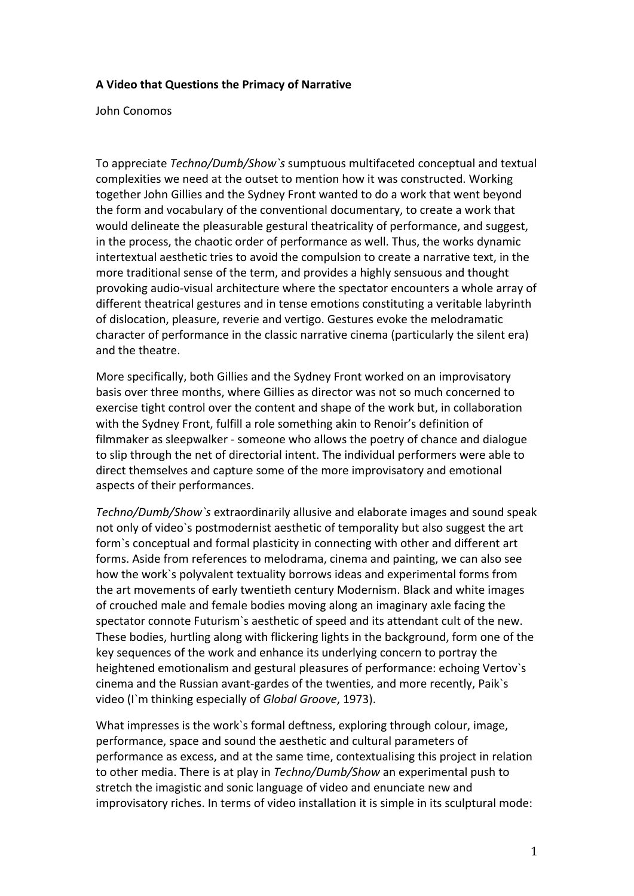**A Video that Questions the Primacy of Narrative**

John Conomos

To appreciate *Techno/Dumb/Show`s* sumptuous multifaceted conceptual and textual complexities we need at the outset to mention how it was constructed. Working together John Gillies and the Sydney Front wanted to do a work that went beyond the form and vocabulary of the conventional documentary, to create a work that would delineate the pleasurable gestural theatricality of performance, and suggest, in the process, the chaotic order of performance as well. Thus, the works dynamic intertextual aesthetic tries to avoid the compulsion to create a narrative text, in the more traditional sense of the term, and provides a highly sensuous and thought provoking audio-visual architecture where the spectator encounters a whole array of different theatrical gestures and in tense emotions constituting a veritable labyrinth of dislocation, pleasure, reverie and vertigo. Gestures evoke the melodramatic character of performance in the classic narrative cinema (particularly the silent era) and the theatre.

More specifically, both Gillies and the Sydney Front worked on an improvisatory basis over three months, where Gillies as director was not so much concerned to exercise tight control over the content and shape of the work but, in collaboration with the Sydney Front, fulfill a role something akin to Renoir's definition of filmmaker as sleepwalker - someone who allows the poetry of chance and dialogue to slip through the net of directorial intent. The individual performers were able to direct themselves and capture some of the more improvisatory and emotional aspects of their performances.

*Techno/Dumb/Show`s* extraordinarily allusive and elaborate images and sound speak not only of video`s postmodernist aesthetic of temporality but also suggest the art form`s conceptual and formal plasticity in connecting with other and different art forms. Aside from references to melodrama, cinema and painting, we can also see how the work`s polyvalent textuality borrows ideas and experimental forms from the art movements of early twentieth century Modernism. Black and white images of crouched male and female bodies moving along an imaginary axle facing the spectator connote Futurism`s aesthetic of speed and its attendant cult of the new. These bodies, hurtling along with flickering lights in the background, form one of the key sequences of the work and enhance its underlying concern to portray the heightened emotionalism and gestural pleasures of performance: echoing Vertov`s cinema and the Russian avant-gardes of the twenties, and more recently, Paik`s video (I`m thinking especially of *Global Groove*, 1973).

What impresses is the work`s formal deftness, exploring through colour, image, performance, space and sound the aesthetic and cultural parameters of performance as excess, and at the same time, contextualising this project in relation to other media. There is at play in *Techno/Dumb/Show* an experimental push to stretch the imagistic and sonic language of video and enunciate new and improvisatory riches. In terms of video installation it is simple in its sculptural mode: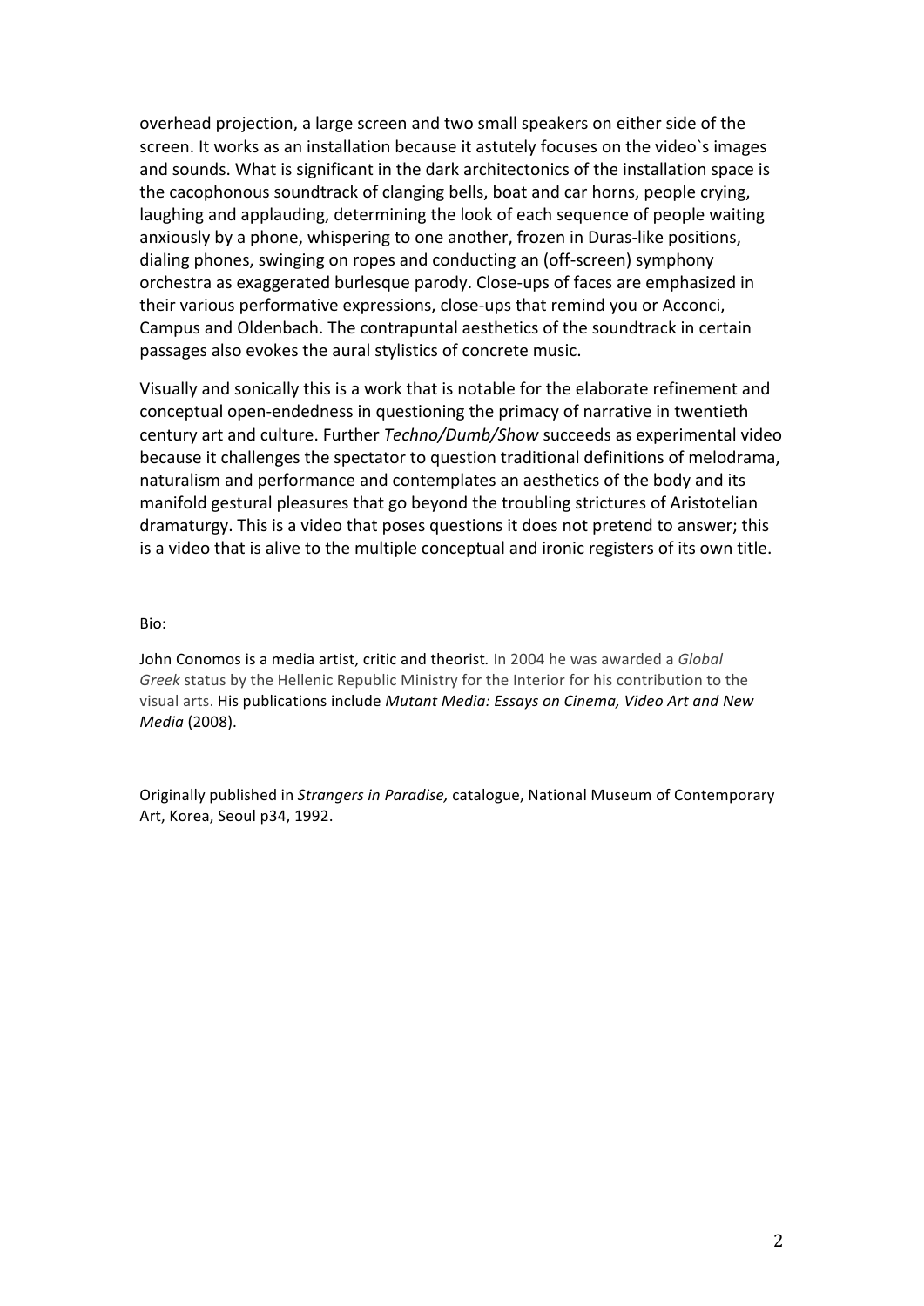overhead projection, a large screen and two small speakers on either side of the screen. It works as an installation because it astutely focuses on the video`s images and sounds. What is significant in the dark architectonics of the installation space is the cacophonous soundtrack of clanging bells, boat and car horns, people crying, laughing and applauding, determining the look of each sequence of people waiting anxiously by a phone, whispering to one another, frozen in Duras-like positions, dialing phones, swinging on ropes and conducting an (off-screen) symphony orchestra as exaggerated burlesque parody. Close-ups of faces are emphasized in their various performative expressions, close-ups that remind you or Acconci, Campus and Oldenbach. The contrapuntal aesthetics of the soundtrack in certain passages also evokes the aural stylistics of concrete music.

Visually and sonically this is a work that is notable for the elaborate refinement and conceptual open-endedness in questioning the primacy of narrative in twentieth century art and culture. Further *Techno/Dumb/Show* succeeds as experimental video because it challenges the spectator to question traditional definitions of melodrama, naturalism and performance and contemplates an aesthetics of the body and its manifold gestural pleasures that go beyond the troubling strictures of Aristotelian dramaturgy. This is a video that poses questions it does not pretend to answer; this is a video that is alive to the multiple conceptual and ironic registers of its own title.

Bio:

John Conomos is a media artist, critic and theorist. In 2004 he was awarded a *Global Greek* status by the Hellenic Republic Ministry for the Interior for his contribution to the visual arts. His publications include *Mutant Media: Essays on Cinema, Video Art and New Media* (2008).

Originally published in *Strangers in Paradise,* catalogue, National Museum of Contemporary Art, Korea, Seoul p34, 1992.